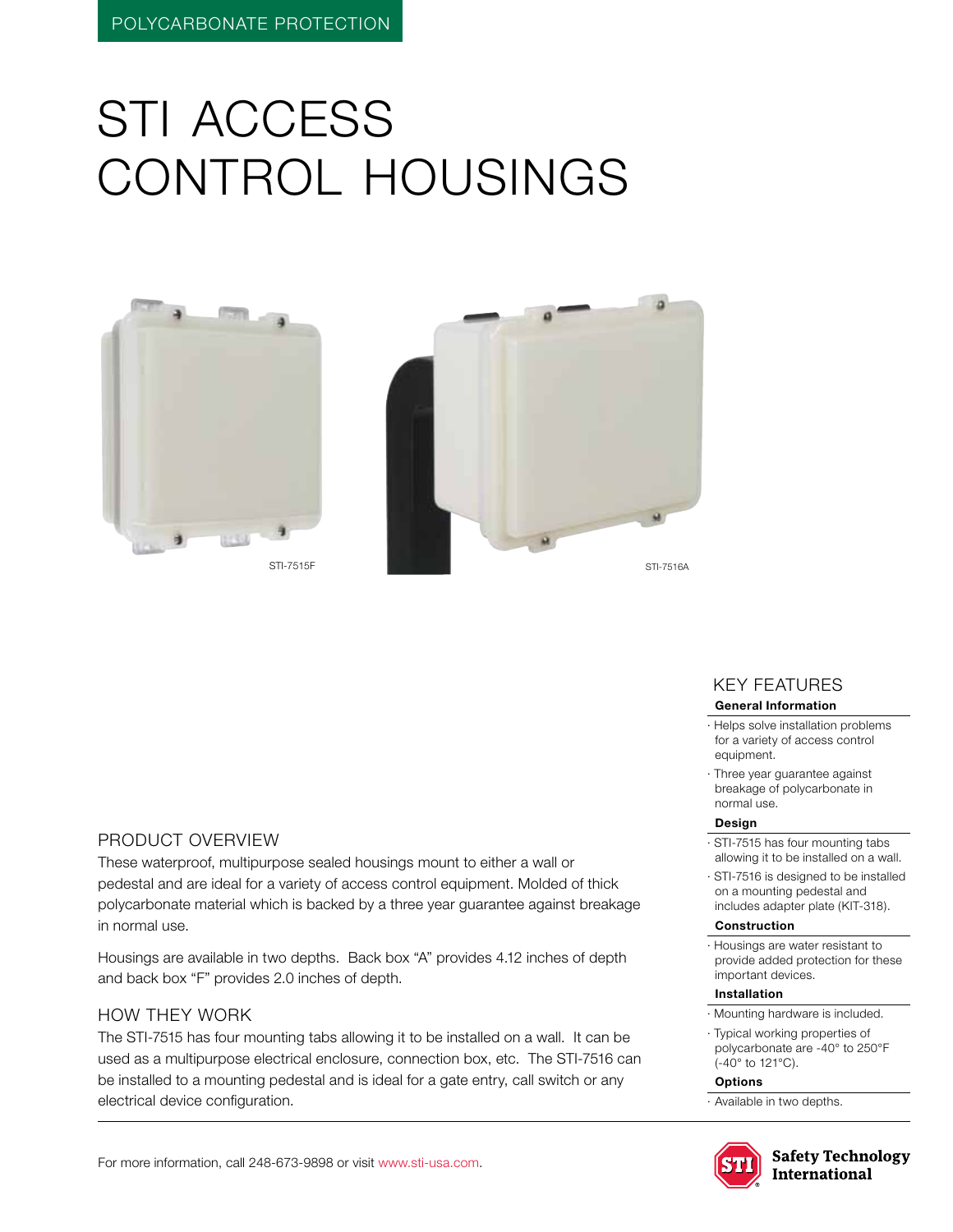POLYCARBONATE PROTECTION

# STI ACCESS CONTROL HOUSINGS

STI-7515F

STI-7516A

## PRODUCT OVERVIEW

These waterproof, multipurpose sealed housings mount to either a wall or pedestal and are ideal for a variety of access control equipment. Molded of thick polycarbonate material which is backed by a three year guarantee against breakage in normal use.

Housings are available in two depths. Back box "A" provides 4.12 inches of depth and back box "F" provides 2.0 inches of depth.

## HOW THEY WORK

The STI-7515 has four mounting tabs allowing it to be installed on a wall. It can be used as a multipurpose electrical enclosure, connection box, etc. The STI-7516 can be installed to a mounting pedestal and is ideal for a gate entry, call switch or any electrical device configuration.

## KEY FEATURES

**General Information**

- Helps solve installation problems for a variety of access control equipment.
- Three year guarantee against breakage of polycarbonate in normal use.

**Design**

- STI-7515 has four mounting tabs allowing it to be installed on a wall.
- STI-7516 is designed to be installed on a mounting pedestal and includes adapter plate (KIT-318).

**Construction**

- Housings are water resistant to provide added protection for these important devices.

**Installation**

- Mounting hardware is included.
- Typical working properties of polycarbonate are -40° to 250°F (-40° to 121°C).

**Options**

- Available in two depths.

For more information, call 248-673-9898 or visit www.sti-usa.com.

Safety Technology International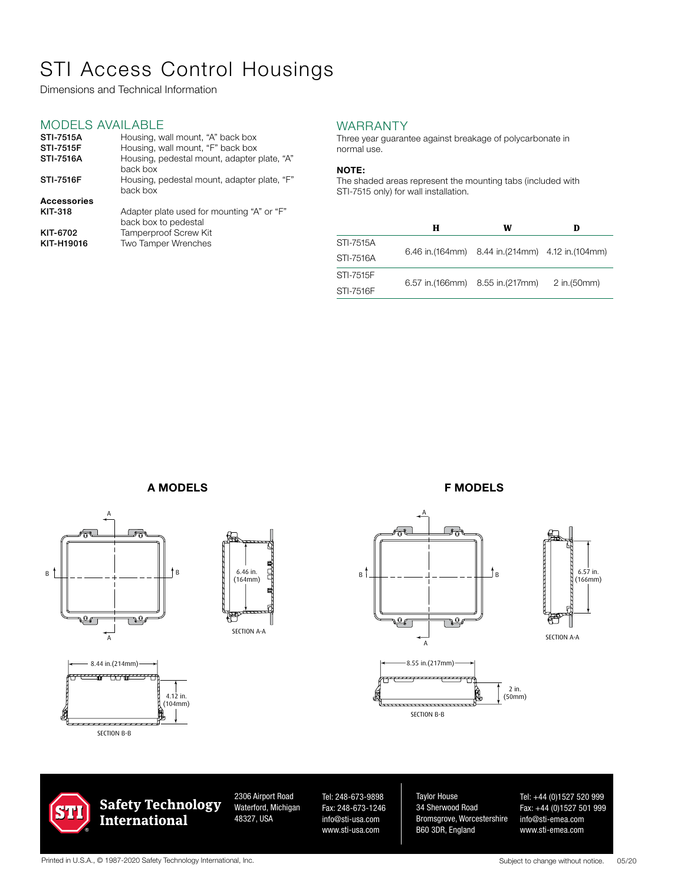# STI Access Control Housings

Dimensions and Technical Information

## MODELS AVAILABLE

| | |
|---|---|
| **STI-7515A** | Housing, wall mount, "A" back box |
| **STI-7515F** | Housing, wall mount, "F" back box |
| **STI-7516A** | Housing, pedestal mount, adapter plate, "A" back box |
| **STI-7516F** | Housing, pedestal mount, adapter plate, "F" back box |
| **Accessories** | |
| **KIT-318** | Adapter plate used for mounting "A" or "F" back box to pedestal |
| **KIT-6702** | Tamperproof Screw Kit |
| **KIT-H19016** | Two Tamper Wrenches |

## WARRANTY

Three year guarantee against breakage of polycarbonate in normal use.

**NOTE:**
The shaded areas represent the mounting tabs (included with STI-7515 only) for wall installation.

| | H | W | D |
|---|---|---|---|
| STI-7515A<br>STI-7516A | 6.46 in.(164mm) | 8.44 in.(214mm) | 4.12 in.(104mm) |
| STI-7515F<br>STI-7516F | 6.57 in.(166mm) | 8.55 in.(217mm) | 2 in.(50mm) |

### A MODELS

A
B
B
A
6.46 in.
(164mm)
SECTION A-A
8.44 in.(214mm)
4.12 in.
(104mm)
SECTION B-B

### F MODELS

A
B
B
A
6.57 in.
(166mm)
SECTION A-A
8.55 in.(217mm)
2 in.
(50mm)
SECTION B-B

**Safety Technology International**

2306 Airport Road
Waterford, Michigan
48327, USA

Tel: 248-673-9898
Fax: 248-673-1246
info@sti-usa.com
www.sti-usa.com

Taylor House
34 Sherwood Road
Bromsgrove, Worcestershire
B60 3DR, England

Tel: +44 (0)1527 520 999
Fax: +44 (0)1527 501 999
info@sti-emea.com
www.sti-emea.com

Printed in U.S.A., © 1987-2020 Safety Technology International, Inc.

Subject to change without notice. 05/20